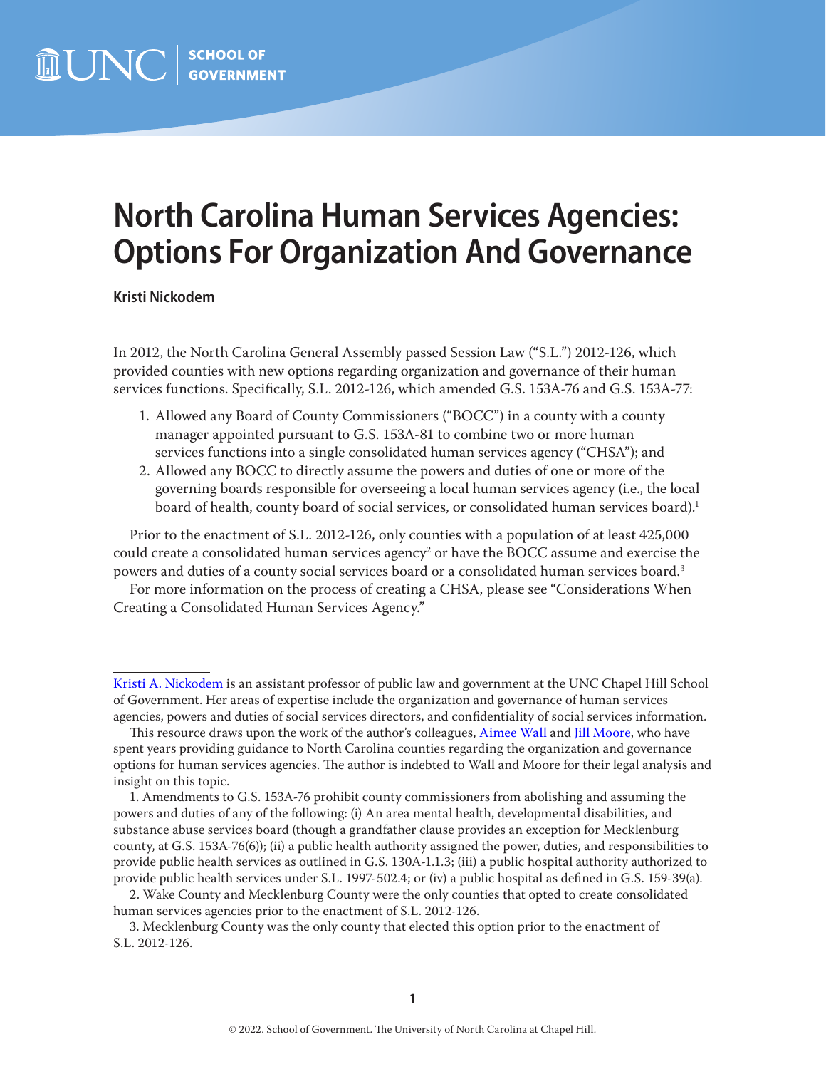# North Carolina Human Services Agencies: Options For Organization And Governance

**Kristi Nickodem**

In 2012, the North Carolina General Assembly passed Session Law ("S.L.") 2012-126, which provided counties with new options regarding organization and governance of their human services functions. Specifically, S.L. 2012-126, which amended G.S. 153A-76 and G.S. 153A-77:

1. Allowed any Board of County Commissioners ("BOCC") in a county with a county manager appointed pursuant to G.S. 153A-81 to combine two or more human services functions into a single consolidated human services agency ("CHSA"); and
2. Allowed any BOCC to directly assume the powers and duties of one or more of the governing boards responsible for overseeing a local human services agency (i.e., the local board of health, county board of social services, or consolidated human services board).[1]

Prior to the enactment of S.L. 2012-126, only counties with a population of at least 425,000 could create a consolidated human services agency[2] or have the BOCC assume and exercise the powers and duties of a county social services board or a consolidated human services board.[3]

For more information on the process of creating a CHSA, please see "Considerations When Creating a Consolidated Human Services Agency."

---

Kristi A. Nickodem is an assistant professor of public law and government at the UNC Chapel Hill School of Government. Her areas of expertise include the organization and governance of human services agencies, powers and duties of social services directors, and confidentiality of social services information.

This resource draws upon the work of the author's colleagues, Aimee Wall and Jill Moore, who have spent years providing guidance to North Carolina counties regarding the organization and governance options for human services agencies. The author is indebted to Wall and Moore for their legal analysis and insight on this topic.

1. Amendments to G.S. 153A-76 prohibit county commissioners from abolishing and assuming the powers and duties of any of the following: (i) An area mental health, developmental disabilities, and substance abuse services board (though a grandfather clause provides an exception for Mecklenburg county, at G.S. 153A-76(6)); (ii) a public health authority assigned the power, duties, and responsibilities to provide public health services as outlined in G.S. 130A-1.1.3; (iii) a public hospital authority authorized to provide public health services under S.L. 1997-502.4; or (iv) a public hospital as defined in G.S. 159-39(a).

2. Wake County and Mecklenburg County were the only counties that opted to create consolidated human services agencies prior to the enactment of S.L. 2012-126.

3. Mecklenburg County was the only county that elected this option prior to the enactment of S.L. 2012-126.

© 2022. School of Government. The University of North Carolina at Chapel Hill.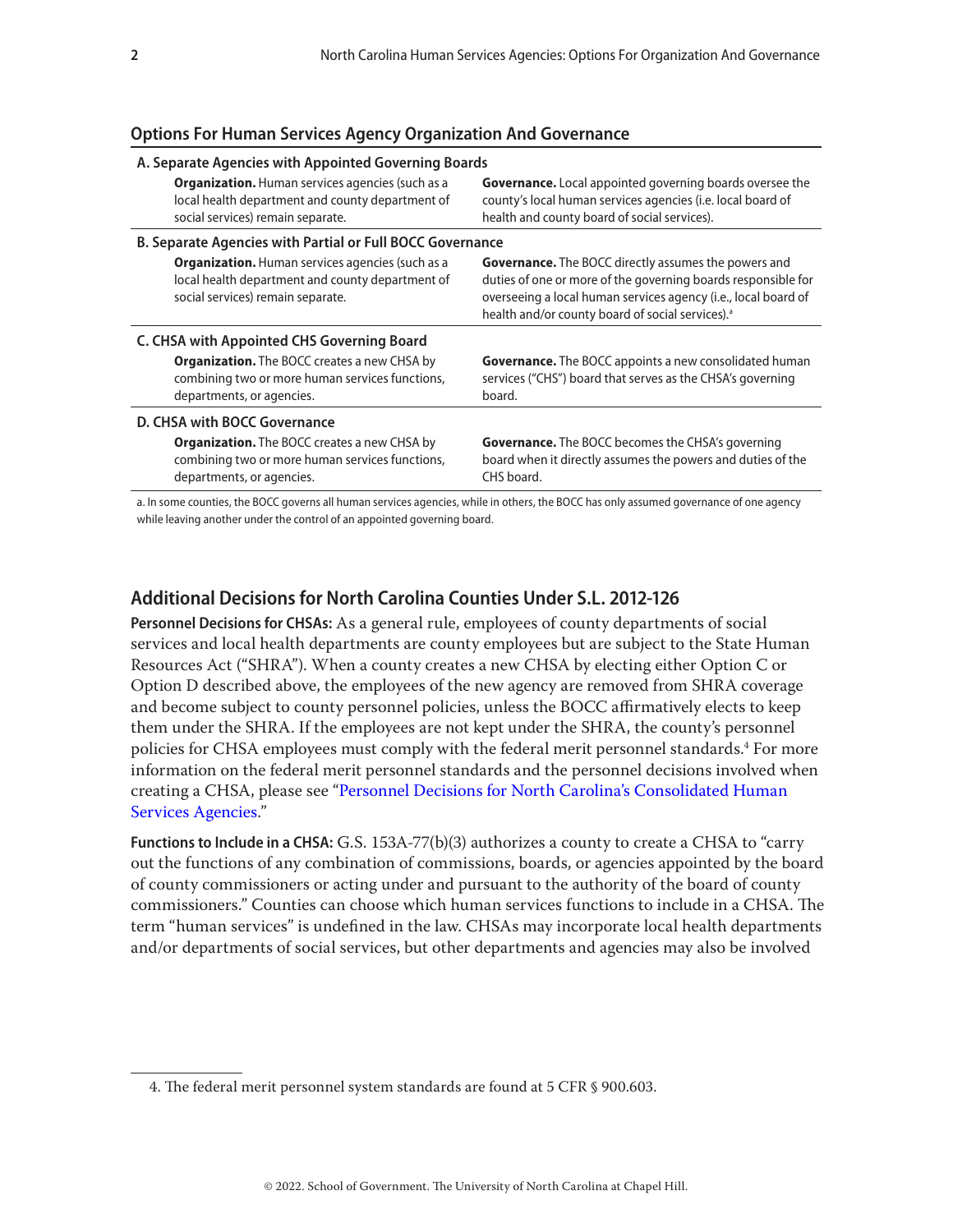## Options For Human Services Agency Organization And Governance

| Organization | Governance |
|---|---|
| **A. Separate Agencies with Appointed Governing Boards** | |
| **Organization.** Human services agencies (such as a local health department and county department of social services) remain separate. | **Governance.** Local appointed governing boards oversee the county's local human services agencies (i.e. local board of health and county board of social services). |
| **B. Separate Agencies with Partial or Full BOCC Governance** | |
| **Organization.** Human services agencies (such as a local health department and county department of social services) remain separate. | **Governance.** The BOCC directly assumes the powers and duties of one or more of the governing boards responsible for overseeing a local human services agency (i.e., local board of health and/or county board of social services).[a] |
| **C. CHSA with Appointed CHS Governing Board** | |
| **Organization.** The BOCC creates a new CHSA by combining two or more human services functions, departments, or agencies. | **Governance.** The BOCC appoints a new consolidated human services ("CHS") board that serves as the CHSA's governing board. |
| **D. CHSA with BOCC Governance** | |
| **Organization.** The BOCC creates a new CHSA by combining two or more human services functions, departments, or agencies. | **Governance.** The BOCC becomes the CHSA's governing board when it directly assumes the powers and duties of the CHS board. |

a. In some counties, the BOCC governs all human services agencies, while in others, the BOCC has only assumed governance of one agency while leaving another under the control of an appointed governing board.

## Additional Decisions for North Carolina Counties Under S.L. 2012-126

**Personnel Decisions for CHSAs:** As a general rule, employees of county departments of social services and local health departments are county employees but are subject to the State Human Resources Act ("SHRA"). When a county creates a new CHSA by electing either Option C or Option D described above, the employees of the new agency are removed from SHRA coverage and become subject to county personnel policies, unless the BOCC affirmatively elects to keep them under the SHRA. If the employees are not kept under the SHRA, the county's personnel policies for CHSA employees must comply with the federal merit personnel standards.[4] For more information on the federal merit personnel standards and the personnel decisions involved when creating a CHSA, please see "Personnel Decisions for North Carolina's Consolidated Human Services Agencies."

**Functions to Include in a CHSA:** G.S. 153A-77(b)(3) authorizes a county to create a CHSA to "carry out the functions of any combination of commissions, boards, or agencies appointed by the board of county commissioners or acting under and pursuant to the authority of the board of county commissioners." Counties can choose which human services functions to include in a CHSA. The term "human services" is undefined in the law. CHSAs may incorporate local health departments and/or departments of social services, but other departments and agencies may also be involved

4. The federal merit personnel system standards are found at 5 CFR § 900.603.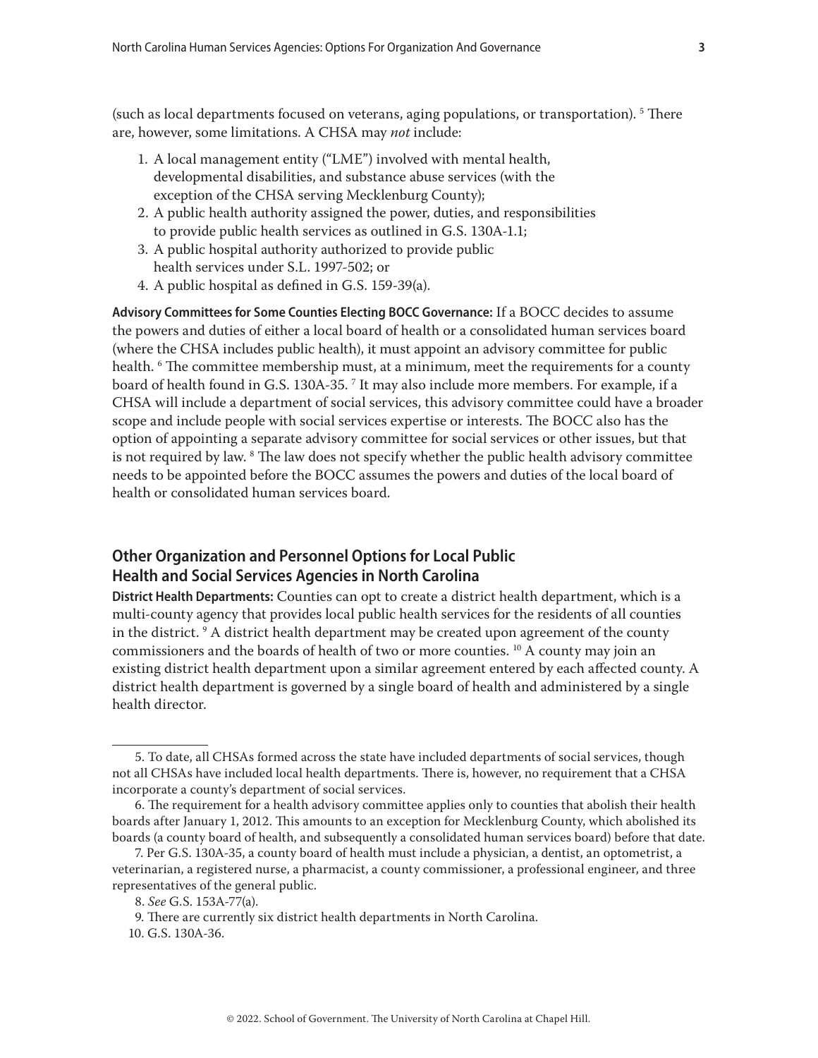(such as local departments focused on veterans, aging populations, or transportation). [5] There are, however, some limitations. A CHSA may *not* include:

1. A local management entity ("LME") involved with mental health, developmental disabilities, and substance abuse services (with the exception of the CHSA serving Mecklenburg County);
2. A public health authority assigned the power, duties, and responsibilities to provide public health services as outlined in G.S. 130A-1.1;
3. A public hospital authority authorized to provide public health services under S.L. 1997-502; or
4. A public hospital as defined in G.S. 159-39(a).

**Advisory Committees for Some Counties Electing BOCC Governance:** If a BOCC decides to assume the powers and duties of either a local board of health or a consolidated human services board (where the CHSA includes public health), it must appoint an advisory committee for public health. [6] The committee membership must, at a minimum, meet the requirements for a county board of health found in G.S. 130A-35. [7] It may also include more members. For example, if a CHSA will include a department of social services, this advisory committee could have a broader scope and include people with social services expertise or interests. The BOCC also has the option of appointing a separate advisory committee for social services or other issues, but that is not required by law. [8] The law does not specify whether the public health advisory committee needs to be appointed before the BOCC assumes the powers and duties of the local board of health or consolidated human services board.

## Other Organization and Personnel Options for Local Public Health and Social Services Agencies in North Carolina

**District Health Departments:** Counties can opt to create a district health department, which is a multi-county agency that provides local public health services for the residents of all counties in the district. [9] A district health department may be created upon agreement of the county commissioners and the boards of health of two or more counties. [10] A county may join an existing district health department upon a similar agreement entered by each affected county. A district health department is governed by a single board of health and administered by a single health director.

---

5. To date, all CHSAs formed across the state have included departments of social services, though not all CHSAs have included local health departments. There is, however, no requirement that a CHSA incorporate a county's department of social services.

6. The requirement for a health advisory committee applies only to counties that abolish their health boards after January 1, 2012. This amounts to an exception for Mecklenburg County, which abolished its boards (a county board of health, and subsequently a consolidated human services board) before that date.

7. Per G.S. 130A-35, a county board of health must include a physician, a dentist, an optometrist, a veterinarian, a registered nurse, a pharmacist, a county commissioner, a professional engineer, and three representatives of the general public.

8. *See* G.S. 153A-77(a).

9. There are currently six district health departments in North Carolina.

10. G.S. 130A-36.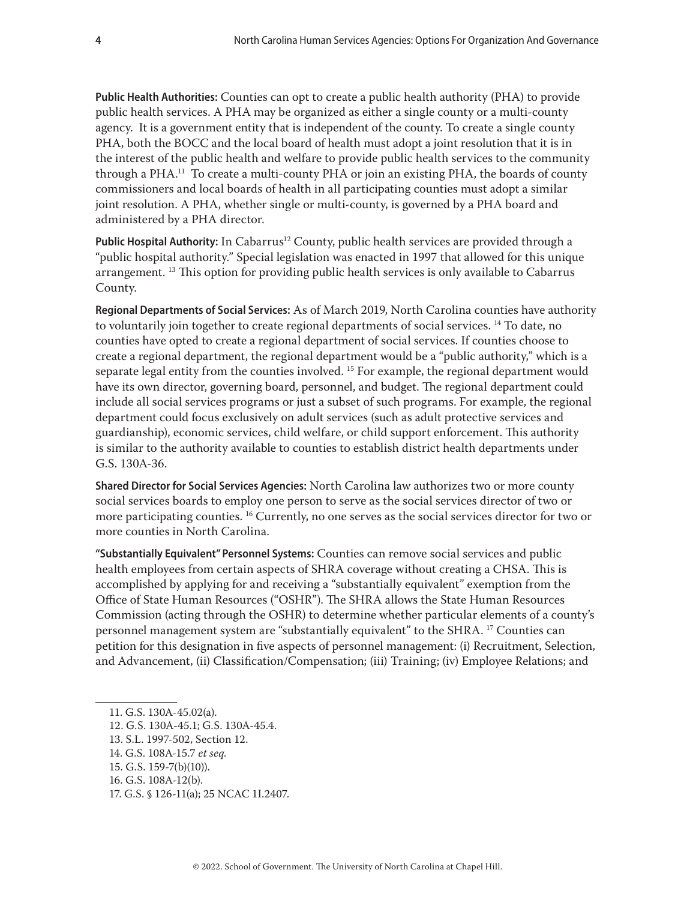**Public Health Authorities:** Counties can opt to create a public health authority (PHA) to provide public health services. A PHA may be organized as either a single county or a multi-county agency. It is a government entity that is independent of the county. To create a single county PHA, both the BOCC and the local board of health must adopt a joint resolution that it is in the interest of the public health and welfare to provide public health services to the community through a PHA.[11] To create a multi-county PHA or join an existing PHA, the boards of county commissioners and local boards of health in all participating counties must adopt a similar joint resolution. A PHA, whether single or multi-county, is governed by a PHA board and administered by a PHA director.

**Public Hospital Authority:** In Cabarrus[12] County, public health services are provided through a "public hospital authority." Special legislation was enacted in 1997 that allowed for this unique arrangement. [13] This option for providing public health services is only available to Cabarrus County.

**Regional Departments of Social Services:** As of March 2019, North Carolina counties have authority to voluntarily join together to create regional departments of social services. [14] To date, no counties have opted to create a regional department of social services. If counties choose to create a regional department, the regional department would be a "public authority," which is a separate legal entity from the counties involved. [15] For example, the regional department would have its own director, governing board, personnel, and budget. The regional department could include all social services programs or just a subset of such programs. For example, the regional department could focus exclusively on adult services (such as adult protective services and guardianship), economic services, child welfare, or child support enforcement. This authority is similar to the authority available to counties to establish district health departments under G.S. 130A-36.

**Shared Director for Social Services Agencies:** North Carolina law authorizes two or more county social services boards to employ one person to serve as the social services director of two or more participating counties. [16] Currently, no one serves as the social services director for two or more counties in North Carolina.

**"Substantially Equivalent" Personnel Systems:** Counties can remove social services and public health employees from certain aspects of SHRA coverage without creating a CHSA. This is accomplished by applying for and receiving a "substantially equivalent" exemption from the Office of State Human Resources ("OSHR"). The SHRA allows the State Human Resources Commission (acting through the OSHR) to determine whether particular elements of a county's personnel management system are "substantially equivalent" to the SHRA. [17] Counties can petition for this designation in five aspects of personnel management: (i) Recruitment, Selection, and Advancement, (ii) Classification/Compensation; (iii) Training; (iv) Employee Relations; and

---

11. G.S. 130A-45.02(a).
12. G.S. 130A-45.1; G.S. 130A-45.4.
13. S.L. 1997-502, Section 12.
14. G.S. 108A-15.7 *et seq.*
15. G.S. 159-7(b)(10)).
16. G.S. 108A-12(b).
17. G.S. § 126-11(a); 25 NCAC 1I.2407.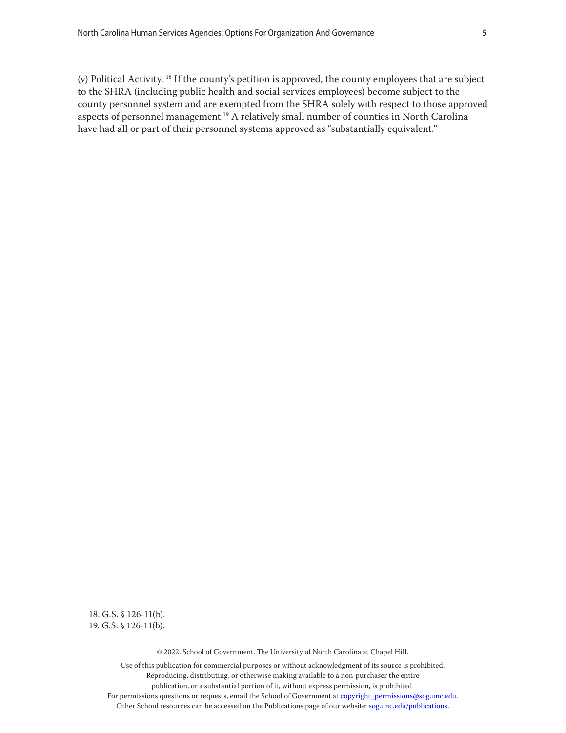(v) Political Activity. [18] If the county's petition is approved, the county employees that are subject to the SHRA (including public health and social services employees) become subject to the county personnel system and are exempted from the SHRA solely with respect to those approved aspects of personnel management.[19] A relatively small number of counties in North Carolina have had all or part of their personnel systems approved as "substantially equivalent."

18. G.S. § 126-11(b).
19. G.S. § 126-11(b).

© 2022. School of Government. The University of North Carolina at Chapel Hill.

Use of this publication for commercial purposes or without acknowledgment of its source is prohibited. Reproducing, distributing, or otherwise making available to a non-purchaser the entire publication, or a substantial portion of it, without express permission, is prohibited. For permissions questions or requests, email the School of Government at copyright_permissions@sog.unc.edu. Other School resources can be accessed on the Publications page of our website: sog.unc.edu/publications.